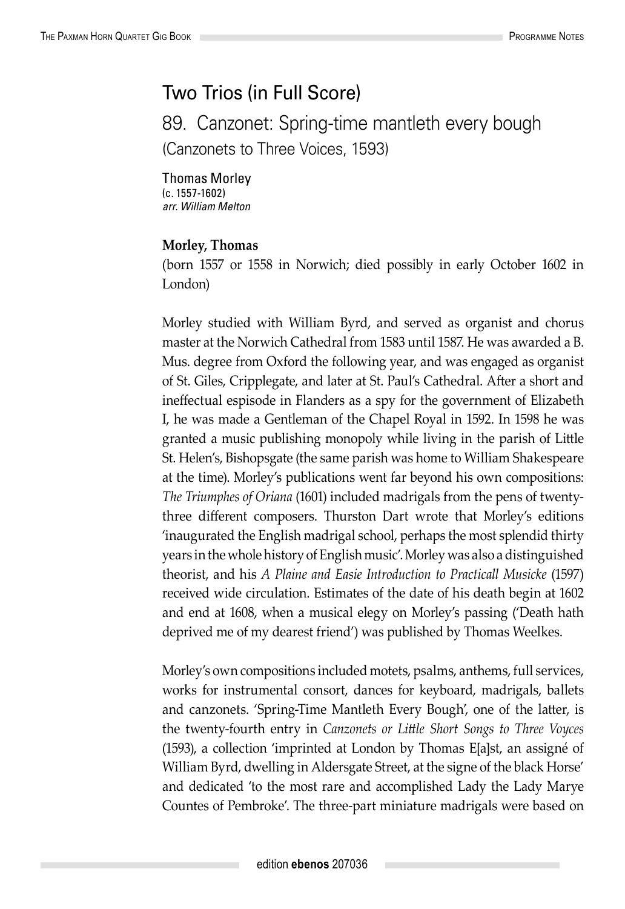# Two Trios (in Full Score)

## 89. Canzonet: Spring-time mantleth every bough

(Canzonets to Three Voices, 1593)

Thomas Morley
(c. 1557-1602)
*arr. William Melton*

**Morley, Thomas**

(born 1557 or 1558 in Norwich; died possibly in early October 1602 in London)

Morley studied with William Byrd, and served as organist and chorus master at the Norwich Cathedral from 1583 until 1587. He was awarded a B. Mus. degree from Oxford the following year, and was engaged as organist of St. Giles, Cripplegate, and later at St. Paul's Cathedral. After a short and ineffectual espisode in Flanders as a spy for the government of Elizabeth I, he was made a Gentleman of the Chapel Royal in 1592. In 1598 he was granted a music publishing monopoly while living in the parish of Little St. Helen's, Bishopsgate (the same parish was home to William Shakespeare at the time). Morley's publications went far beyond his own compositions: *The Triumphes of Oriana* (1601) included madrigals from the pens of twenty-three different composers. Thurston Dart wrote that Morley's editions 'inaugurated the English madrigal school, perhaps the most splendid thirty years in the whole history of English music'. Morley was also a distinguished theorist, and his *A Plaine and Easie Introduction to Practicall Musicke* (1597) received wide circulation. Estimates of the date of his death begin at 1602 and end at 1608, when a musical elegy on Morley's passing ('Death hath deprived me of my dearest friend') was published by Thomas Weelkes.

Morley's own compositions included motets, psalms, anthems, full services, works for instrumental consort, dances for keyboard, madrigals, ballets and canzonets. 'Spring-Time Mantleth Every Bough', one of the latter, is the twenty-fourth entry in *Canzonets or Little Short Songs to Three Voyces* (1593), a collection 'imprinted at London by Thomas E[a]st, an assigné of William Byrd, dwelling in Aldersgate Street, at the signe of the black Horse' and dedicated 'to the most rare and accomplished Lady the Lady Marye Countes of Pembroke'. The three-part miniature madrigals were based on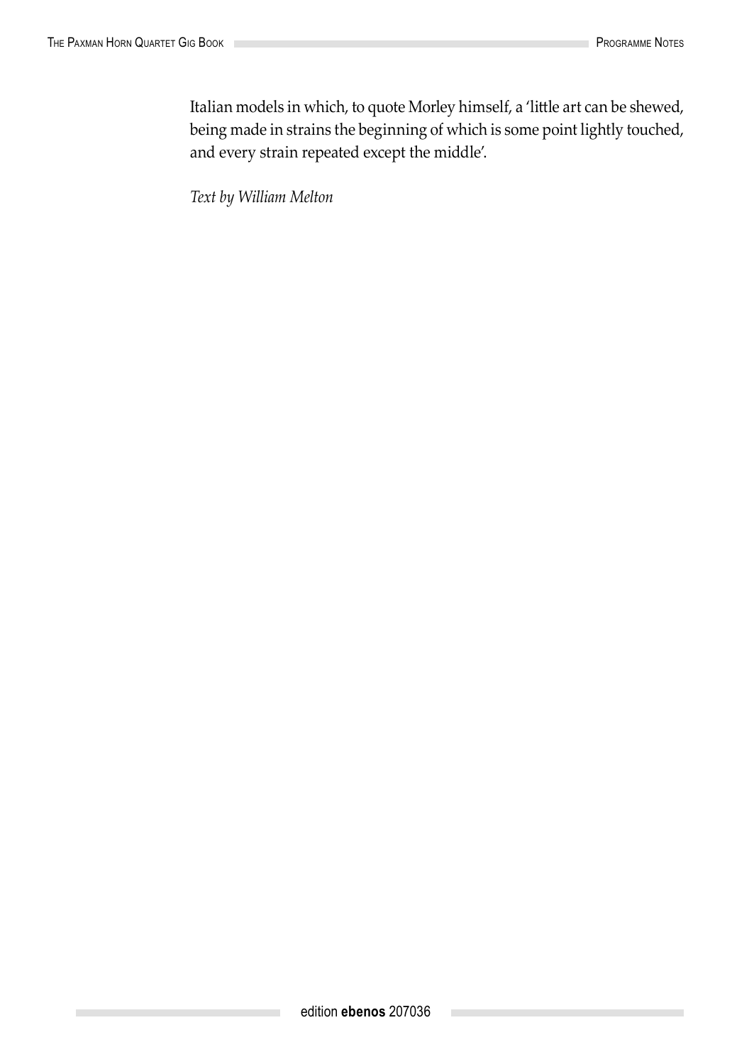Italian models in which, to quote Morley himself, a 'little art can be shewed, being made in strains the beginning of which is some point lightly touched, and every strain repeated except the middle'.

*Text by William Melton*